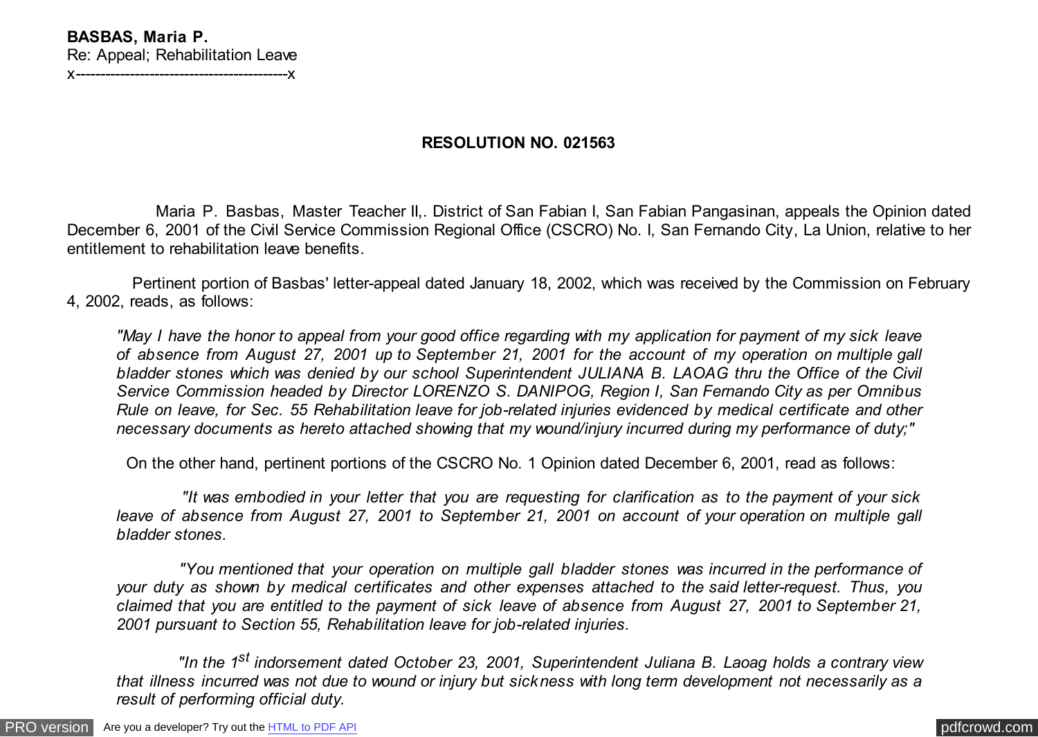**BASBAS, Maria P.**
Re: Appeal; Rehabilitation Leave
x-------------------------------------------x

**RESOLUTION NO. 021563**

Maria P. Basbas, Master Teacher II,. District of San Fabian I, San Fabian Pangasinan, appeals the Opinion dated December 6, 2001 of the Civil Service Commission Regional Office (CSCRO) No. I, San Fernando City, La Union, relative to her entitlement to rehabilitation leave benefits.

Pertinent portion of Basbas' letter-appeal dated January 18, 2002, which was received by the Commission on February 4, 2002, reads, as follows:

> *"May I have the honor to appeal from your good office regarding with my application for payment of my sick leave of absence from August 27, 2001 up to September 21, 2001 for the account of my operation on multiple gall bladder stones which was denied by our school Superintendent JULIANA B. LAOAG thru the Office of the Civil Service Commission headed by Director LORENZO S. DANIPOG, Region I, San Fernando City as per Omnibus Rule on leave, for Sec. 55 Rehabilitation leave for job-related injuries evidenced by medical certificate and other necessary documents as hereto attached showing that my wound/injury incurred during my performance of duty;"*

On the other hand, pertinent portions of the CSCRO No. 1 Opinion dated December 6, 2001, read as follows:

> *"It was embodied in your letter that you are requesting for clarification as to the payment of your sick leave of absence from August 27, 2001 to September 21, 2001 on account of your operation on multiple gall bladder stones.*
>
> *"You mentioned that your operation on multiple gall bladder stones was incurred in the performance of your duty as shown by medical certificates and other expenses attached to the said letter-request. Thus, you claimed that you are entitled to the payment of sick leave of absence from August 27, 2001 to September 21, 2001 pursuant to Section 55, Rehabilitation leave for job-related injuries.*
>
> *"In the 1st indorsement dated October 23, 2001, Superintendent Juliana B. Laoag holds a contrary view that illness incurred was not due to wound or injury but sickness with long term development not necessarily as a result of performing official duty.*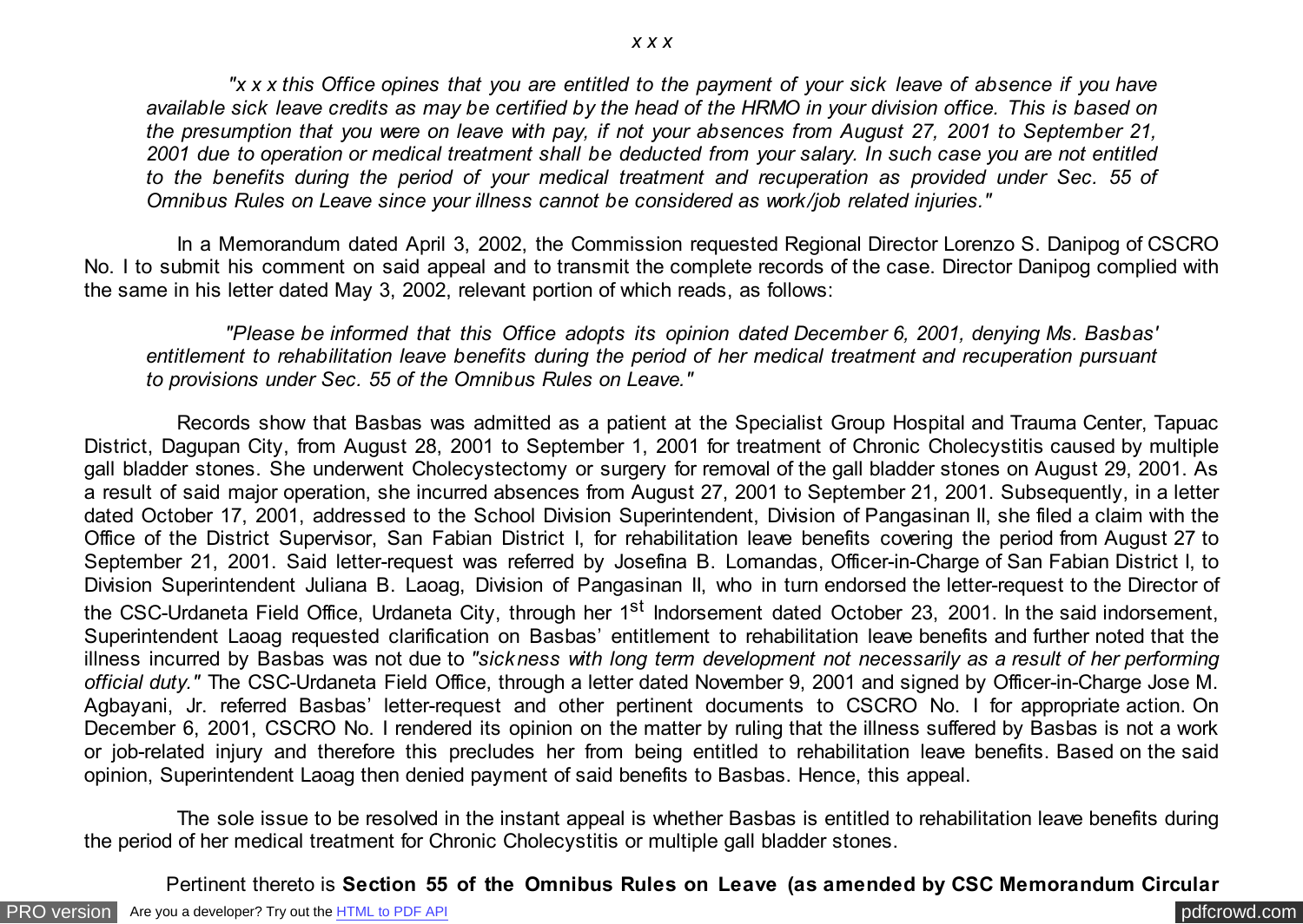*x x x*

> *"x x x this Office opines that you are entitled to the payment of your sick leave of absence if you have available sick leave credits as may be certified by the head of the HRMO in your division office. This is based on the presumption that you were on leave with pay, if not your absences from August 27, 2001 to September 21, 2001 due to operation or medical treatment shall be deducted from your salary. In such case you are not entitled to the benefits during the period of your medical treatment and recuperation as provided under Sec. 55 of Omnibus Rules on Leave since your illness cannot be considered as work/job related injuries."*

In a Memorandum dated April 3, 2002, the Commission requested Regional Director Lorenzo S. Danipog of CSCRO No. I to submit his comment on said appeal and to transmit the complete records of the case. Director Danipog complied with the same in his letter dated May 3, 2002, relevant portion of which reads, as follows:

> *"Please be informed that this Office adopts its opinion dated December 6, 2001, denying Ms. Basbas' entitlement to rehabilitation leave benefits during the period of her medical treatment and recuperation pursuant to provisions under Sec. 55 of the Omnibus Rules on Leave."*

Records show that Basbas was admitted as a patient at the Specialist Group Hospital and Trauma Center, Tapuac District, Dagupan City, from August 28, 2001 to September 1, 2001 for treatment of Chronic Cholecystitis caused by multiple gall bladder stones. She underwent Cholecystectomy or surgery for removal of the gall bladder stones on August 29, 2001. As a result of said major operation, she incurred absences from August 27, 2001 to September 21, 2001. Subsequently, in a letter dated October 17, 2001, addressed to the School Division Superintendent, Division of Pangasinan II, she filed a claim with the Office of the District Supervisor, San Fabian District I, for rehabilitation leave benefits covering the period from August 27 to September 21, 2001. Said letter-request was referred by Josefina B. Lomandas, Officer-in-Charge of San Fabian District I, to Division Superintendent Juliana B. Laoag, Division of Pangasinan II, who in turn endorsed the letter-request to the Director of the CSC-Urdaneta Field Office, Urdaneta City, through her 1st Indorsement dated October 23, 2001. In the said indorsement, Superintendent Laoag requested clarification on Basbas' entitlement to rehabilitation leave benefits and further noted that the illness incurred by Basbas was not due to *"sickness with long term development not necessarily as a result of her performing official duty."* The CSC-Urdaneta Field Office, through a letter dated November 9, 2001 and signed by Officer-in-Charge Jose M. Agbayani, Jr. referred Basbas' letter-request and other pertinent documents to CSCRO No. I for appropriate action. On December 6, 2001, CSCRO No. I rendered its opinion on the matter by ruling that the illness suffered by Basbas is not a work or job-related injury and therefore this precludes her from being entitled to rehabilitation leave benefits. Based on the said opinion, Superintendent Laoag then denied payment of said benefits to Basbas. Hence, this appeal.

The sole issue to be resolved in the instant appeal is whether Basbas is entitled to rehabilitation leave benefits during the period of her medical treatment for Chronic Cholecystitis or multiple gall bladder stones.

Pertinent thereto is **Section 55 of the Omnibus Rules on Leave (as amended by CSC Memorandum Circular**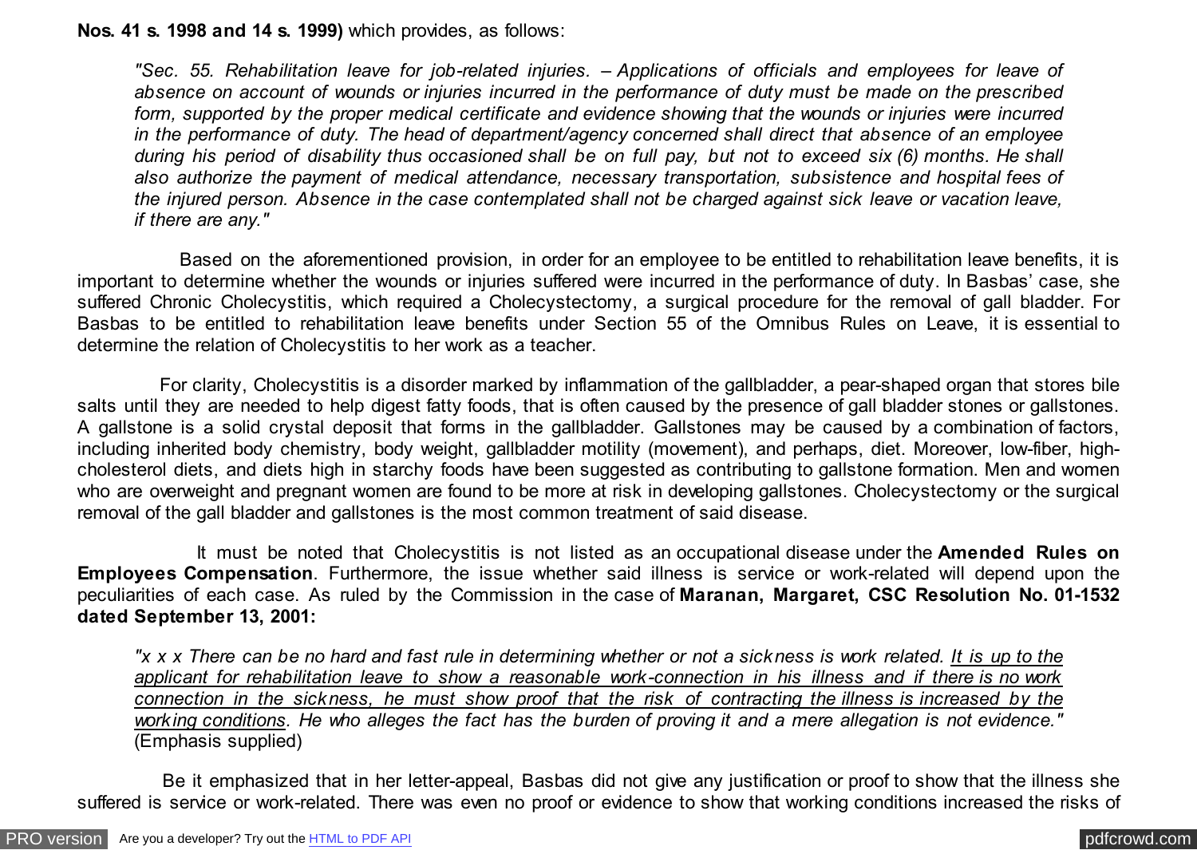**Nos. 41 s. 1998 and 14 s. 1999)** which provides, as follows:

> *"Sec. 55. Rehabilitation leave for job-related injuries. – Applications of officials and employees for leave of absence on account of wounds or injuries incurred in the performance of duty must be made on the prescribed form, supported by the proper medical certificate and evidence showing that the wounds or injuries were incurred in the performance of duty. The head of department/agency concerned shall direct that absence of an employee during his period of disability thus occasioned shall be on full pay, but not to exceed six (6) months. He shall also authorize the payment of medical attendance, necessary transportation, subsistence and hospital fees of the injured person. Absence in the case contemplated shall not be charged against sick leave or vacation leave, if there are any."*

Based on the aforementioned provision, in order for an employee to be entitled to rehabilitation leave benefits, it is important to determine whether the wounds or injuries suffered were incurred in the performance of duty. In Basbas' case, she suffered Chronic Cholecystitis, which required a Cholecystectomy, a surgical procedure for the removal of gall bladder. For Basbas to be entitled to rehabilitation leave benefits under Section 55 of the Omnibus Rules on Leave, it is essential to determine the relation of Cholecystitis to her work as a teacher.

For clarity, Cholecystitis is a disorder marked by inflammation of the gallbladder, a pear-shaped organ that stores bile salts until they are needed to help digest fatty foods, that is often caused by the presence of gall bladder stones or gallstones. A gallstone is a solid crystal deposit that forms in the gallbladder. Gallstones may be caused by a combination of factors, including inherited body chemistry, body weight, gallbladder motility (movement), and perhaps, diet. Moreover, low-fiber, high-cholesterol diets, and diets high in starchy foods have been suggested as contributing to gallstone formation. Men and women who are overweight and pregnant women are found to be more at risk in developing gallstones. Cholecystectomy or the surgical removal of the gall bladder and gallstones is the most common treatment of said disease.

It must be noted that Cholecystitis is not listed as an occupational disease under the **Amended Rules on Employees Compensation**. Furthermore, the issue whether said illness is service or work-related will depend upon the peculiarities of each case. As ruled by the Commission in the case of **Maranan, Margaret, CSC Resolution No. 01-1532 dated September 13, 2001:**

> *"x x x There can be no hard and fast rule in determining whether or not a sickness is work related. It is up to the applicant for rehabilitation leave to show a reasonable work-connection in his illness and if there is no work connection in the sickness, he must show proof that the risk of contracting the illness is increased by the working conditions. He who alleges the fact has the burden of proving it and a mere allegation is not evidence."* (Emphasis supplied)

Be it emphasized that in her letter-appeal, Basbas did not give any justification or proof to show that the illness she suffered is service or work-related. There was even no proof or evidence to show that working conditions increased the risks of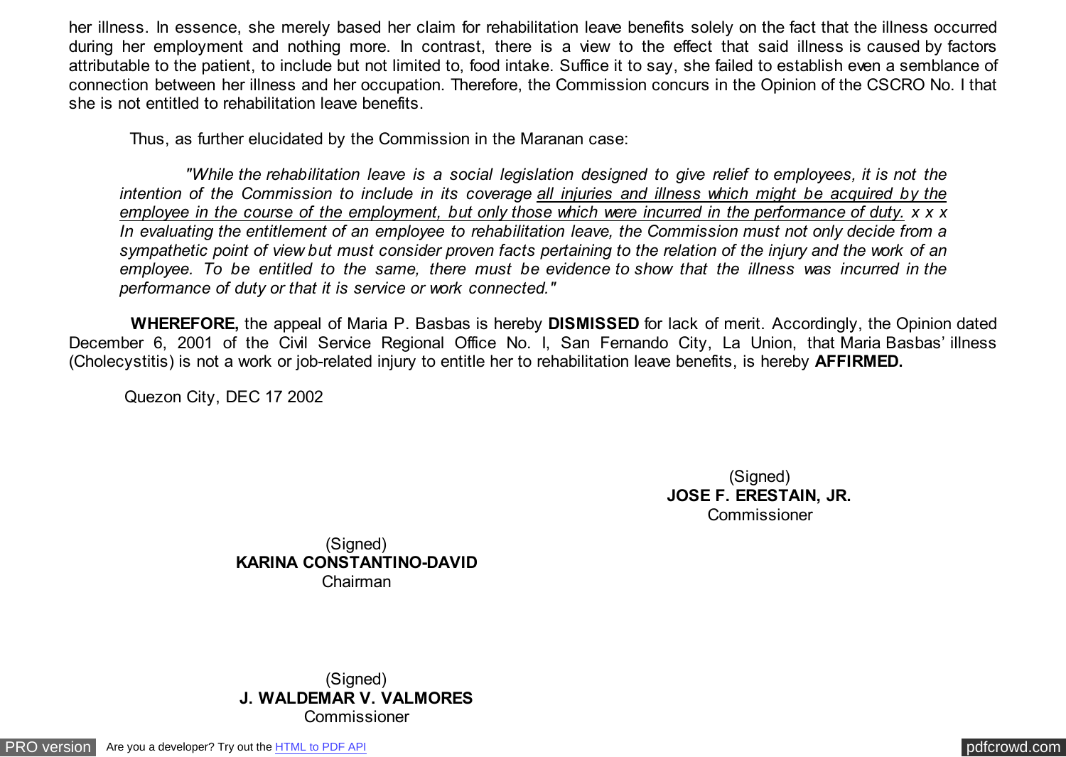her illness. In essence, she merely based her claim for rehabilitation leave benefits solely on the fact that the illness occurred during her employment and nothing more. In contrast, there is a view to the effect that said illness is caused by factors attributable to the patient, to include but not limited to, food intake. Suffice it to say, she failed to establish even a semblance of connection between her illness and her occupation. Therefore, the Commission concurs in the Opinion of the CSCRO No. I that she is not entitled to rehabilitation leave benefits.

Thus, as further elucidated by the Commission in the Maranan case:

> *"While the rehabilitation leave is a social legislation designed to give relief to employees, it is not the intention of the Commission to include in its coverage <u>all injuries and illness which might be acquired by the employee in the course of the employment, but only those which were incurred in the performance of duty.</u> x x x In evaluating the entitlement of an employee to rehabilitation leave, the Commission must not only decide from a sympathetic point of view but must consider proven facts pertaining to the relation of the injury and the work of an employee. To be entitled to the same, there must be evidence to show that the illness was incurred in the performance of duty or that it is service or work connected."*

**WHEREFORE,** the appeal of Maria P. Basbas is hereby **DISMISSED** for lack of merit. Accordingly, the Opinion dated December 6, 2001 of the Civil Service Regional Office No. I, San Fernando City, La Union, that Maria Basbas' illness (Cholecystitis) is not a work or job-related injury to entitle her to rehabilitation leave benefits, is hereby **AFFIRMED.**

Quezon City, DEC 17 2002

(Signed)
**JOSE F. ERESTAIN, JR.**
Commissioner

(Signed)
**KARINA CONSTANTINO-DAVID**
Chairman

(Signed)
**J. WALDEMAR V. VALMORES**
Commissioner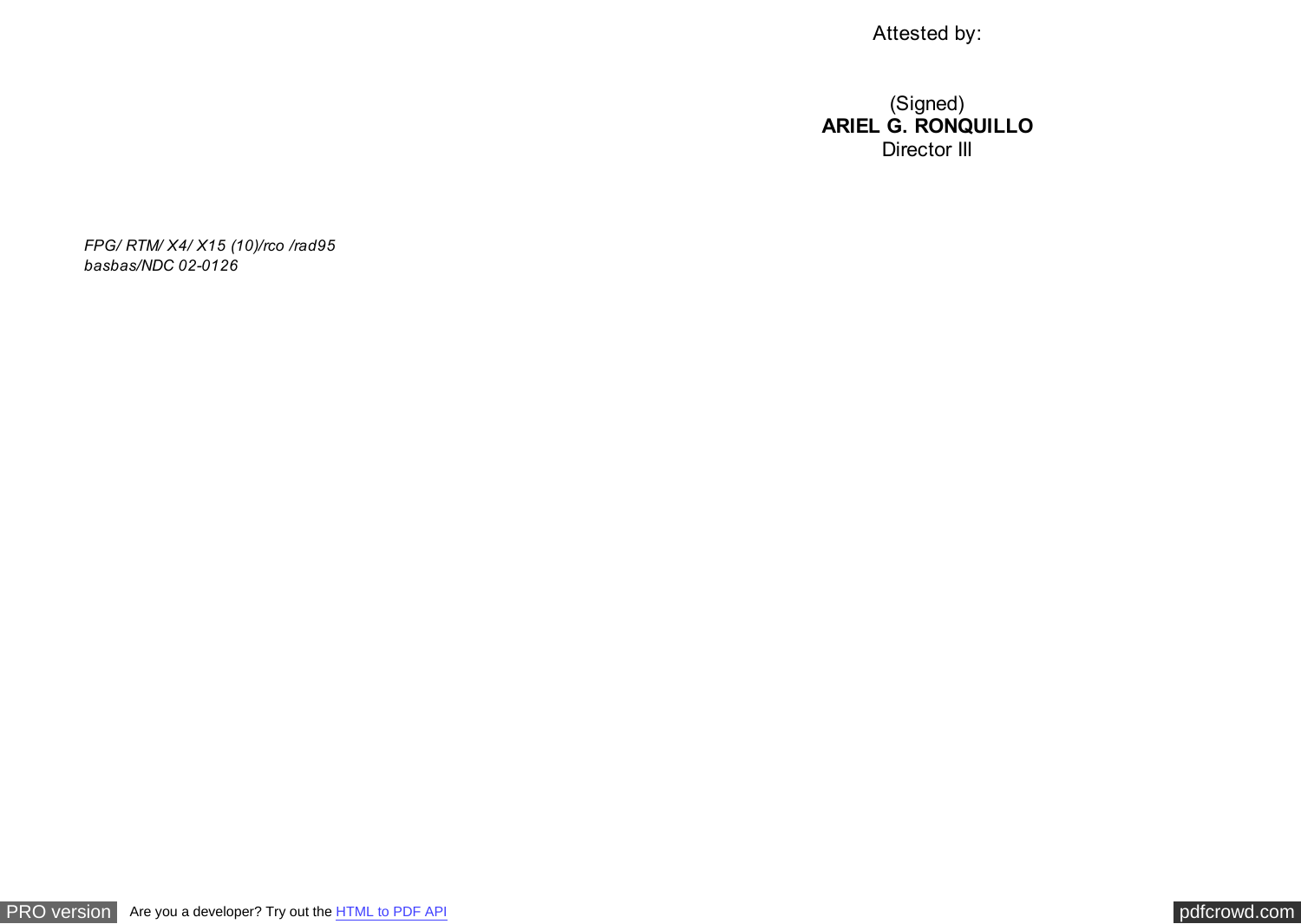Attested by:

(Signed)
**ARIEL G. RONQUILLO**
Director III

*FPG/ RTM/ X4/ X15 (10)/rco /rad95*
*basbas/NDC 02-0126*